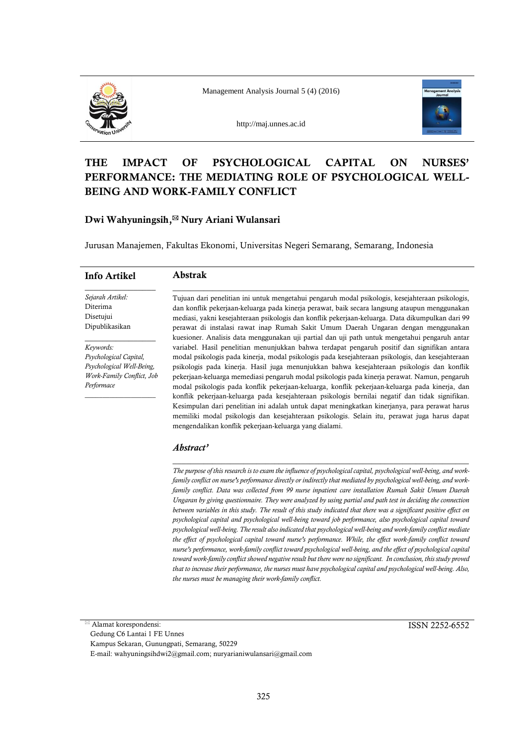# THE IMPACT OF PSYCHOLOGICAL CAPITAL ON NURSES' PERFORMANCE: THE MEDIATING ROLE OF PSYCHOLOGICAL WELL-BEING AND WORK-FAMILY CONFLICT

**Dwi Wahyuningsih,✉ Nury Ariani Wulansari**

Jurusan Manajemen, Fakultas Ekonomi, Universitas Negeri Semarang, Semarang, Indonesia

## Info Artikel

*Sejarah Artikel:*
Diterima
Disetujui
Dipublikasikan

*Keywords:*
*Psychological Capital, Psychological Well-Being, Work-Family Conflict, Job Performace*

## Abstrak

Tujuan dari penelitian ini untuk mengetahui pengaruh modal psikologis, kesejahteraan psikologis, dan konflik pekerjaan-keluarga pada kinerja perawat, baik secara langsung ataupun menggunakan mediasi, yakni kesejahteraan psikologis dan konflik pekerjaan-keluarga. Data dikumpulkan dari 99 perawat di instalasi rawat inap Rumah Sakit Umum Daerah Ungaran dengan menggunakan kuesioner. Analisis data menggunakan uji partial dan uji path untuk mengetahui pengaruh antar variabel. Hasil penelitian menunjukkan bahwa terdapat pengaruh positif dan signifikan antara modal psikologis pada kinerja, modal psikologis pada kesejahteraan psikologis, dan kesejahteraan psikologis pada kinerja. Hasil juga menunjukkan bahwa kesejahteraan psikologis dan konflik pekerjaan-keluarga memediasi pengaruh modal psikologis pada kinerja perawat. Namun, pengaruh modal psikologis pada konflik pekerjaan-keluarga, konflik pekerjaan-keluarga pada kinerja, dan konflik pekerjaan-keluarga pada kesejahteraan psikologis bernilai negatif dan tidak signifikan. Kesimpulan dari penelitian ini adalah untuk dapat meningkatkan kinerjanya, para perawat harus memiliki modal psikologis dan kesejahteraan psikologis. Selain itu, perawat juga harus dapat mengendalikan konflik pekerjaan-keluarga yang dialami.

## *Abstract'*

*The purpose of this research is to exam the influence of psychological capital, psychological well-being, and work-family conflict on nurse's performance directly or indirectly that mediated by psychological well-being, and work-family conflict. Data was collected from 99 nurse inpatient care installation Rumah Sakit Umum Daerah Ungaran by giving questionnaire. They were analyzed by using partial and path test in deciding the connection between variables in this study. The result of this study indicated that there was a significant positive effect on psychological capital and psychological well-being toward job performance, also psychological capital toward psychological well-being. The result also indicated that psychological well-being and work-family conflict mediate the effect of psychological capital toward nurse's performance. While, the effect work-family conflict toward nurse's performance, work-family conflict toward psychological well-being, and the effect of psychological capital toward work-family conflict showed negative result but there were no significant. In conclusion, this study proved that to increase their performance, the nurses must have psychological capital and psychological well-being. Also, the nurses must be managing their work-family conflict.*

✉ Alamat korespondensi:
Gedung C6 Lantai 1 FE Unnes
Kampus Sekaran, Gunungpati, Semarang, 50229
E-mail: wahyuningsihdwi2@gmail.com; nuryarianiwulansari@gmail.com

ISSN 2252-6552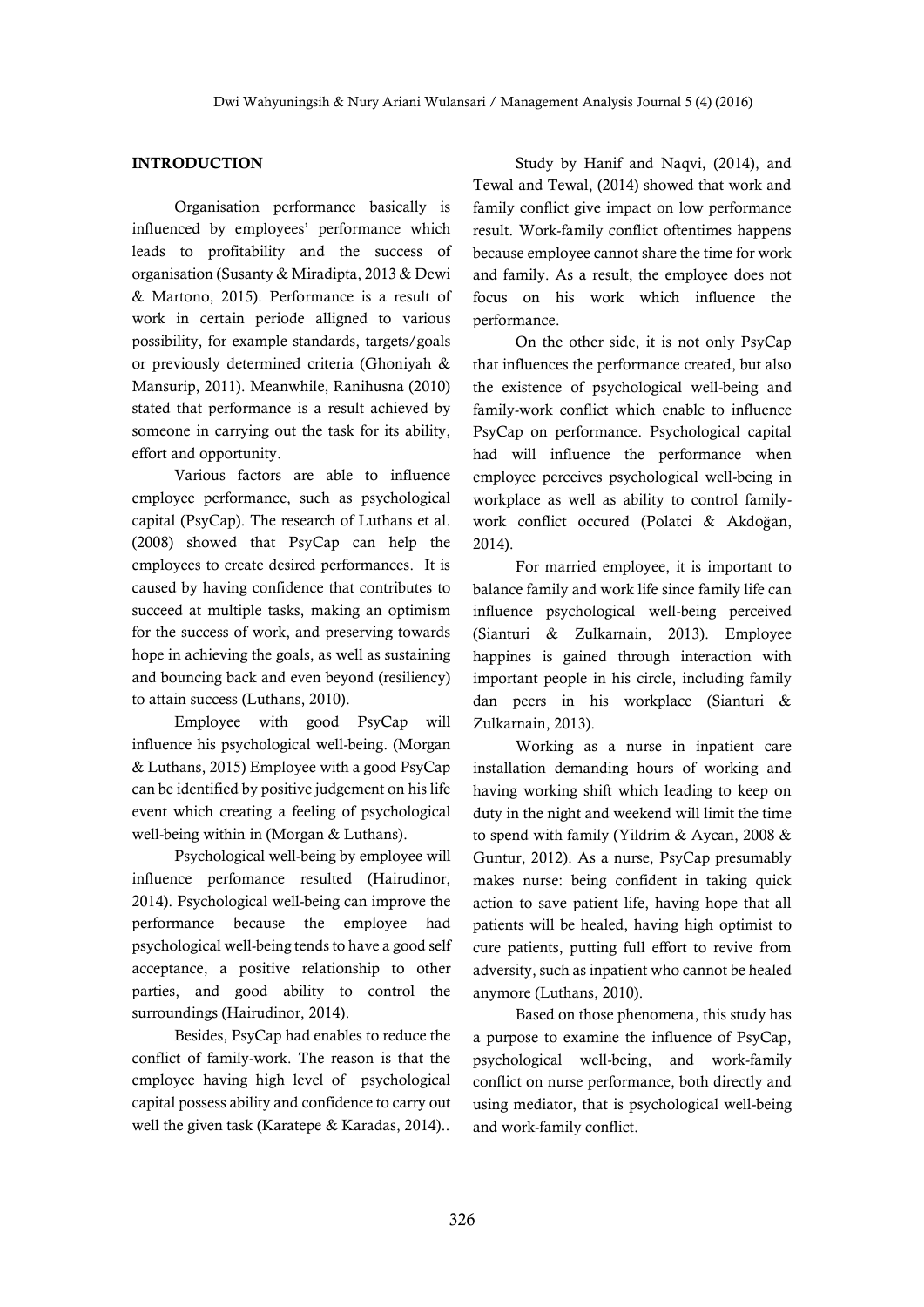## INTRODUCTION

Organisation performance basically is influenced by employees' performance which leads to profitability and the success of organisation (Susanty & Miradipta, 2013 & Dewi & Martono, 2015). Performance is a result of work in certain periode alligned to various possibility, for example standards, targets/goals or previously determined criteria (Ghoniyah & Mansurip, 2011). Meanwhile, Ranihusna (2010) stated that performance is a result achieved by someone in carrying out the task for its ability, effort and opportunity.

Various factors are able to influence employee performance, such as psychological capital (PsyCap). The research of Luthans et al. (2008) showed that PsyCap can help the employees to create desired performances. It is caused by having confidence that contributes to succeed at multiple tasks, making an optimism for the success of work, and preserving towards hope in achieving the goals, as well as sustaining and bouncing back and even beyond (resiliency) to attain success (Luthans, 2010).

Employee with good PsyCap will influence his psychological well-being. (Morgan & Luthans, 2015) Employee with a good PsyCap can be identified by positive judgement on his life event which creating a feeling of psychological well-being within in (Morgan & Luthans).

Psychological well-being by employee will influence perfomance resulted (Hairudinor, 2014). Psychological well-being can improve the performance because the employee had psychological well-being tends to have a good self acceptance, a positive relationship to other parties, and good ability to control the surroundings (Hairudinor, 2014).

Besides, PsyCap had enables to reduce the conflict of family-work. The reason is that the employee having high level of psychological capital possess ability and confidence to carry out well the given task (Karatepe & Karadas, 2014)..

Study by Hanif and Naqvi, (2014), and Tewal and Tewal, (2014) showed that work and family conflict give impact on low performance result. Work-family conflict oftentimes happens because employee cannot share the time for work and family. As a result, the employee does not focus on his work which influence the performance.

On the other side, it is not only PsyCap that influences the performance created, but also the existence of psychological well-being and family-work conflict which enable to influence PsyCap on performance. Psychological capital had will influence the performance when employee perceives psychological well-being in workplace as well as ability to control family-work conflict occured (Polatci & Akdoğan, 2014).

For married employee, it is important to balance family and work life since family life can influence psychological well-being perceived (Sianturi & Zulkarnain, 2013). Employee happines is gained through interaction with important people in his circle, including family dan peers in his workplace (Sianturi & Zulkarnain, 2013).

Working as a nurse in inpatient care installation demanding hours of working and having working shift which leading to keep on duty in the night and weekend will limit the time to spend with family (Yildrim & Aycan, 2008 & Guntur, 2012). As a nurse, PsyCap presumably makes nurse: being confident in taking quick action to save patient life, having hope that all patients will be healed, having high optimist to cure patients, putting full effort to revive from adversity, such as inpatient who cannot be healed anymore (Luthans, 2010).

Based on those phenomena, this study has a purpose to examine the influence of PsyCap, psychological well-being, and work-family conflict on nurse performance, both directly and using mediator, that is psychological well-being and work-family conflict.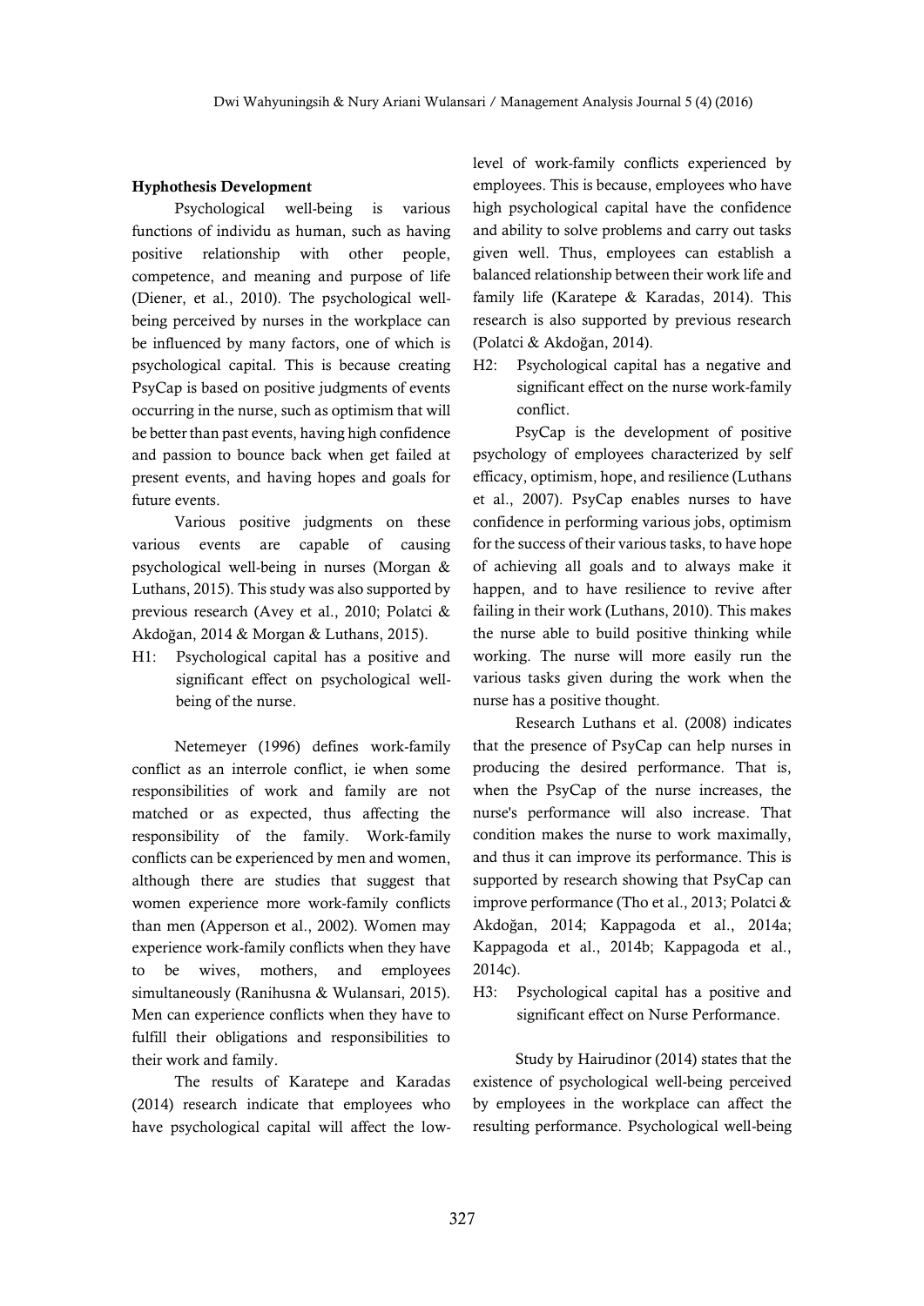### Hyphothesis Development

Psychological well-being is various functions of individu as human, such as having positive relationship with other people, competence, and meaning and purpose of life (Diener, et al., 2010). The psychological well-being perceived by nurses in the workplace can be influenced by many factors, one of which is psychological capital. This is because creating PsyCap is based on positive judgments of events occurring in the nurse, such as optimism that will be better than past events, having high confidence and passion to bounce back when get failed at present events, and having hopes and goals for future events.

Various positive judgments on these various events are capable of causing psychological well-being in nurses (Morgan & Luthans, 2015). This study was also supported by previous research (Avey et al., 2010; Polatci & Akdoğan, 2014 & Morgan & Luthans, 2015).

H1: Psychological capital has a positive and significant effect on psychological well-being of the nurse.

Netemeyer (1996) defines work-family conflict as an interrole conflict, ie when some responsibilities of work and family are not matched or as expected, thus affecting the responsibility of the family. Work-family conflicts can be experienced by men and women, although there are studies that suggest that women experience more work-family conflicts than men (Apperson et al., 2002). Women may experience work-family conflicts when they have to be wives, mothers, and employees simultaneously (Ranihusna & Wulansari, 2015). Men can experience conflicts when they have to fulfill their obligations and responsibilities to their work and family.

The results of Karatepe and Karadas (2014) research indicate that employees who have psychological capital will affect the low-level of work-family conflicts experienced by employees. This is because, employees who have high psychological capital have the confidence and ability to solve problems and carry out tasks given well. Thus, employees can establish a balanced relationship between their work life and family life (Karatepe & Karadas, 2014). This research is also supported by previous research (Polatci & Akdoğan, 2014).

H2: Psychological capital has a negative and significant effect on the nurse work-family conflict.

PsyCap is the development of positive psychology of employees characterized by self efficacy, optimism, hope, and resilience (Luthans et al., 2007). PsyCap enables nurses to have confidence in performing various jobs, optimism for the success of their various tasks, to have hope of achieving all goals and to always make it happen, and to have resilience to revive after failing in their work (Luthans, 2010). This makes the nurse able to build positive thinking while working. The nurse will more easily run the various tasks given during the work when the nurse has a positive thought.

Research Luthans et al. (2008) indicates that the presence of PsyCap can help nurses in producing the desired performance. That is, when the PsyCap of the nurse increases, the nurse's performance will also increase. That condition makes the nurse to work maximally, and thus it can improve its performance. This is supported by research showing that PsyCap can improve performance (Tho et al., 2013; Polatci & Akdoğan, 2014; Kappagoda et al., 2014a; Kappagoda et al., 2014b; Kappagoda et al., 2014c).

H3: Psychological capital has a positive and significant effect on Nurse Performance.

Study by Hairudinor (2014) states that the existence of psychological well-being perceived by employees in the workplace can affect the resulting performance. Psychological well-being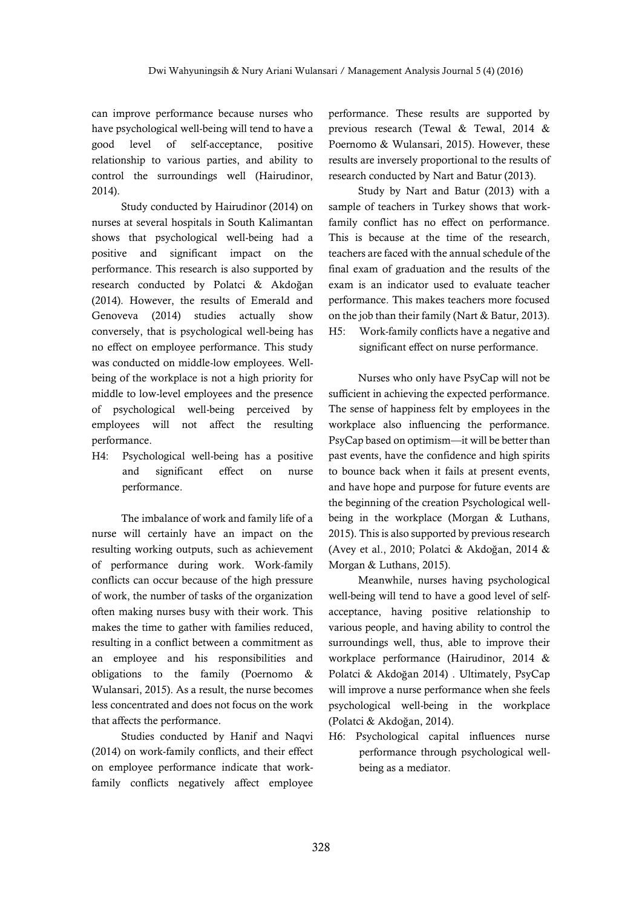can improve performance because nurses who have psychological well-being will tend to have a good level of self-acceptance, positive relationship to various parties, and ability to control the surroundings well (Hairudinor, 2014).

Study conducted by Hairudinor (2014) on nurses at several hospitals in South Kalimantan shows that psychological well-being had a positive and significant impact on the performance. This research is also supported by research conducted by Polatci & Akdoğan (2014). However, the results of Emerald and Genoveva (2014) studies actually show conversely, that is psychological well-being has no effect on employee performance. This study was conducted on middle-low employees. Well-being of the workplace is not a high priority for middle to low-level employees and the presence of psychological well-being perceived by employees will not affect the resulting performance.

H4: Psychological well-being has a positive and significant effect on nurse performance.

The imbalance of work and family life of a nurse will certainly have an impact on the resulting working outputs, such as achievement of performance during work. Work-family conflicts can occur because of the high pressure of work, the number of tasks of the organization often making nurses busy with their work. This makes the time to gather with families reduced, resulting in a conflict between a commitment as an employee and his responsibilities and obligations to the family (Poernomo & Wulansari, 2015). As a result, the nurse becomes less concentrated and does not focus on the work that affects the performance.

Studies conducted by Hanif and Naqvi (2014) on work-family conflicts, and their effect on employee performance indicate that work-family conflicts negatively affect employee performance. These results are supported by previous research (Tewal & Tewal, 2014 & Poernomo & Wulansari, 2015). However, these results are inversely proportional to the results of research conducted by Nart and Batur (2013).

Study by Nart and Batur (2013) with a sample of teachers in Turkey shows that work-family conflict has no effect on performance. This is because at the time of the research, teachers are faced with the annual schedule of the final exam of graduation and the results of the exam is an indicator used to evaluate teacher performance. This makes teachers more focused on the job than their family (Nart & Batur, 2013).

H5: Work-family conflicts have a negative and significant effect on nurse performance.

Nurses who only have PsyCap will not be sufficient in achieving the expected performance. The sense of happiness felt by employees in the workplace also influencing the performance. PsyCap based on optimism—it will be better than past events, have the confidence and high spirits to bounce back when it fails at present events, and have hope and purpose for future events are the beginning of the creation Psychological well-being in the workplace (Morgan & Luthans, 2015). This is also supported by previous research (Avey et al., 2010; Polatci & Akdoğan, 2014 & Morgan & Luthans, 2015).

Meanwhile, nurses having psychological well-being will tend to have a good level of self-acceptance, having positive relationship to various people, and having ability to control the surroundings well, thus, able to improve their workplace performance (Hairudinor, 2014 & Polatci & Akdoğan 2014) . Ultimately, PsyCap will improve a nurse performance when she feels psychological well-being in the workplace (Polatci & Akdoğan, 2014).

H6: Psychological capital influences nurse performance through psychological well-being as a mediator.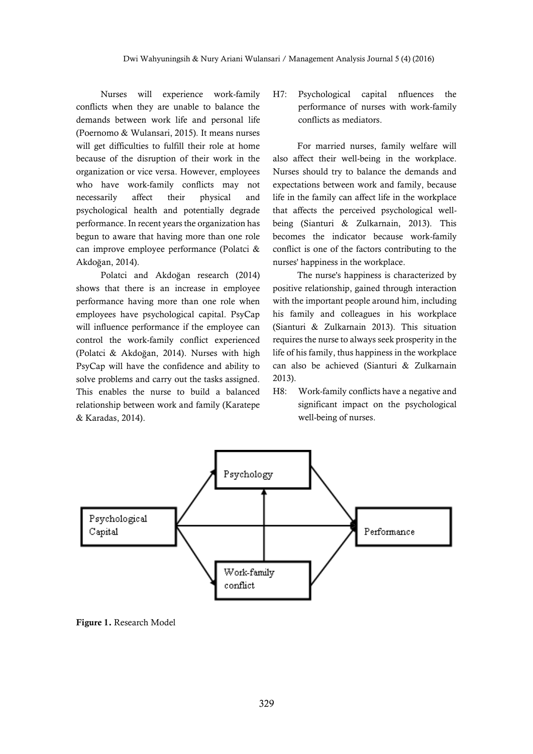Nurses will experience work-family conflicts when they are unable to balance the demands between work life and personal life (Poernomo & Wulansari, 2015). It means nurses will get difficulties to fulfill their role at home because of the disruption of their work in the organization or vice versa. However, employees who have work-family conflicts may not necessarily affect their physical and psychological health and potentially degrade performance. In recent years the organization has begun to aware that having more than one role can improve employee performance (Polatci & Akdoğan, 2014).

Polatci and Akdoğan research (2014) shows that there is an increase in employee performance having more than one role when employees have psychological capital. PsyCap will influence performance if the employee can control the work-family conflict experienced (Polatci & Akdoğan, 2014). Nurses with high PsyCap will have the confidence and ability to solve problems and carry out the tasks assigned. This enables the nurse to build a balanced relationship between work and family (Karatepe & Karadas, 2014).

H7: Psychological capital nfluences the performance of nurses with work-family conflicts as mediators.

For married nurses, family welfare will also affect their well-being in the workplace. Nurses should try to balance the demands and expectations between work and family, because life in the family can affect life in the workplace that affects the perceived psychological well-being (Sianturi & Zulkarnain, 2013). This becomes the indicator because work-family conflict is one of the factors contributing to the nurses' happiness in the workplace.

The nurse's happiness is characterized by positive relationship, gained through interaction with the important people around him, including his family and colleagues in his workplace (Sianturi & Zulkarnain 2013). This situation requires the nurse to always seek prosperity in the life of his family, thus happiness in the workplace can also be achieved (Sianturi & Zulkarnain 2013).

H8: Work-family conflicts have a negative and significant impact on the psychological well-being of nurses.

**Figure 1.** Research Model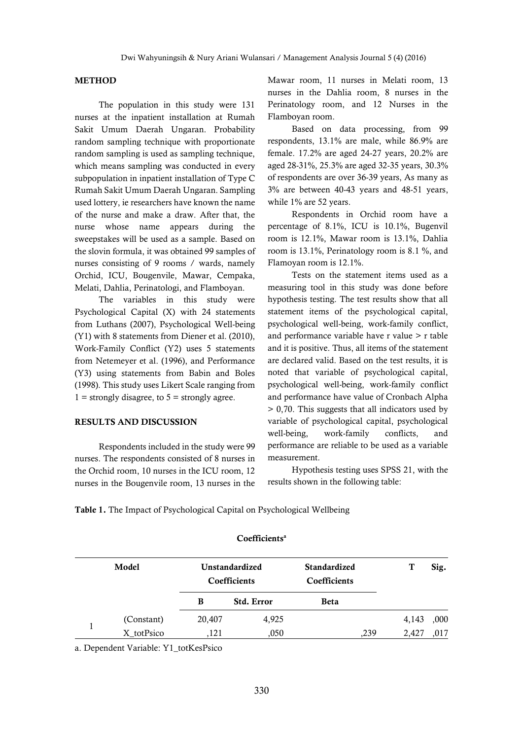## METHOD

The population in this study were 131 nurses at the inpatient installation at Rumah Sakit Umum Daerah Ungaran. Probability random sampling technique with proportionate random sampling is used as sampling technique, which means sampling was conducted in every subpopulation in inpatient installation of Type C Rumah Sakit Umum Daerah Ungaran. Sampling used lottery, ie researchers have known the name of the nurse and make a draw. After that, the nurse whose name appears during the sweepstakes will be used as a sample. Based on the slovin formula, it was obtained 99 samples of nurses consisting of 9 rooms / wards, namely Orchid, ICU, Bougenvile, Mawar, Cempaka, Melati, Dahlia, Perinatologi, and Flamboyan.

The variables in this study were Psychological Capital (X) with 24 statements from Luthans (2007), Psychological Well-being (Y1) with 8 statements from Diener et al. (2010), Work-Family Conflict (Y2) uses 5 statements from Netemeyer et al. (1996), and Performance (Y3) using statements from Babin and Boles (1998). This study uses Likert Scale ranging from 1 = strongly disagree, to 5 = strongly agree.

## RESULTS AND DISCUSSION

Respondents included in the study were 99 nurses. The respondents consisted of 8 nurses in the Orchid room, 10 nurses in the ICU room, 12 nurses in the Bougenvile room, 13 nurses in the Mawar room, 11 nurses in Melati room, 13 nurses in the Dahlia room, 8 nurses in the Perinatology room, and 12 Nurses in the Flamboyan room.

Based on data processing, from 99 respondents, 13.1% are male, while 86.9% are female. 17.2% are aged 24-27 years, 20.2% are aged 28-31%, 25.3% are aged 32-35 years, 30.3% of respondents are over 36-39 years, As many as 3% are between 40-43 years and 48-51 years, while 1% are 52 years.

Respondents in Orchid room have a percentage of 8.1%, ICU is 10.1%, Bugenvil room is 12.1%, Mawar room is 13.1%, Dahlia room is 13.1%, Perinatology room is 8.1 %, and Flamoyan room is 12.1%.

Tests on the statement items used as a measuring tool in this study was done before hypothesis testing. The test results show that all statement items of the psychological capital, psychological well-being, work-family conflict, and performance variable have r value > r table and it is positive. Thus, all items of the statement are declared valid. Based on the test results, it is noted that variable of psychological capital, psychological well-being, work-family conflict and performance have value of Cronbach Alpha > 0,70. This suggests that all indicators used by variable of psychological capital, psychological well-being, work-family conflicts, and performance are reliable to be used as a variable measurement.

Hypothesis testing uses SPSS 21, with the results shown in the following table:

**Table 1.** The Impact of Psychological Capital on Psychological Wellbeing

**Coefficients[a]**

| Model | | Unstandardized Coefficients | | Standardized Coefficients | T | Sig. |
|---|---|---|---|---|---|---|
| | | B | Std. Error | Beta | | |
| 1 | (Constant) | 20,407 | 4,925 | | 4,143 | ,000 |
| | X_totPsico | ,121 | ,050 | ,239 | 2,427 | ,017 |

a. Dependent Variable: Y1_totKesPsico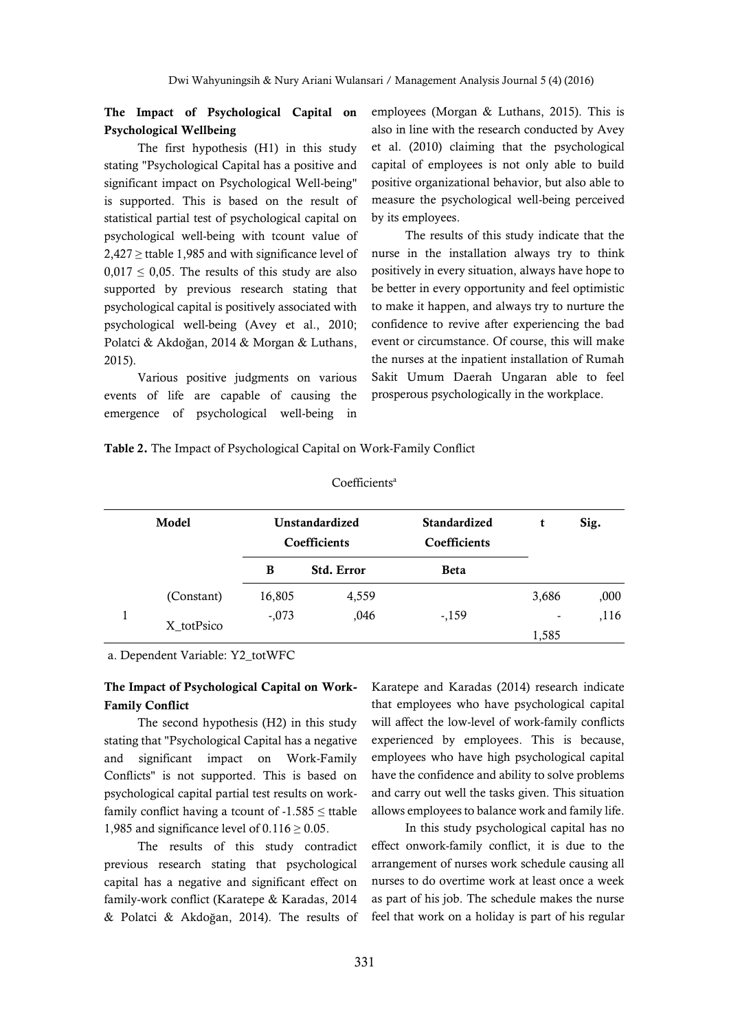## The Impact of Psychological Capital on Psychological Wellbeing

The first hypothesis (H1) in this study stating "Psychological Capital has a positive and significant impact on Psychological Well-being" is supported. This is based on the result of statistical partial test of psychological capital on psychological well-being with tcount value of $2,427 \geq$ ttable 1,985 and with significance level of $0,017 \leq 0,05$. The results of this study are also supported by previous research stating that psychological capital is positively associated with psychological well-being (Avey et al., 2010; Polatci & Akdoğan, 2014 & Morgan & Luthans, 2015).

Various positive judgments on various events of life are capable of causing the emergence of psychological well-being in employees (Morgan & Luthans, 2015). This is also in line with the research conducted by Avey et al. (2010) claiming that the psychological capital of employees is not only able to build positive organizational behavior, but also able to measure the psychological well-being perceived by its employees.

The results of this study indicate that the nurse in the installation always try to think positively in every situation, always have hope to be better in every opportunity and feel optimistic to make it happen, and always try to nurture the confidence to revive after experiencing the bad event or circumstance. Of course, this will make the nurses at the inpatient installation of Rumah Sakit Umum Daerah Ungaran able to feel prosperous psychologically in the workplace.

**Table 2.** The Impact of Psychological Capital on Work-Family Conflict

Coefficients[a]

| Model | | Unstandardized Coefficients | | Standardized Coefficients | t | Sig. |
|---|---|---|---|---|---|---|
| | | B | Std. Error | Beta | | |
| 1 | (Constant) | 16,805 | 4,559 | | 3,686 | ,000 |
| | X_totPsico | -,073 | ,046 | -,159 | -1,585 | ,116 |

a. Dependent Variable: Y2_totWFC

## The Impact of Psychological Capital on Work-Family Conflict

The second hypothesis (H2) in this study stating that "Psychological Capital has a negative and significant impact on Work-Family Conflicts" is not supported. This is based on psychological capital partial test results on work-family conflict having a tcount of $-1.585 \leq$ ttable 1,985 and significance level of $0.116 \geq 0.05$.

The results of this study contradict previous research stating that psychological capital has a negative and significant effect on family-work conflict (Karatepe & Karadas, 2014 & Polatci & Akdoğan, 2014). The results of Karatepe and Karadas (2014) research indicate that employees who have psychological capital will affect the low-level of work-family conflicts experienced by employees. This is because, employees who have high psychological capital have the confidence and ability to solve problems and carry out well the tasks given. This situation allows employees to balance work and family life.

In this study psychological capital has no effect onwork-family conflict, it is due to the arrangement of nurses work schedule causing all nurses to do overtime work at least once a week as part of his job. The schedule makes the nurse feel that work on a holiday is part of his regular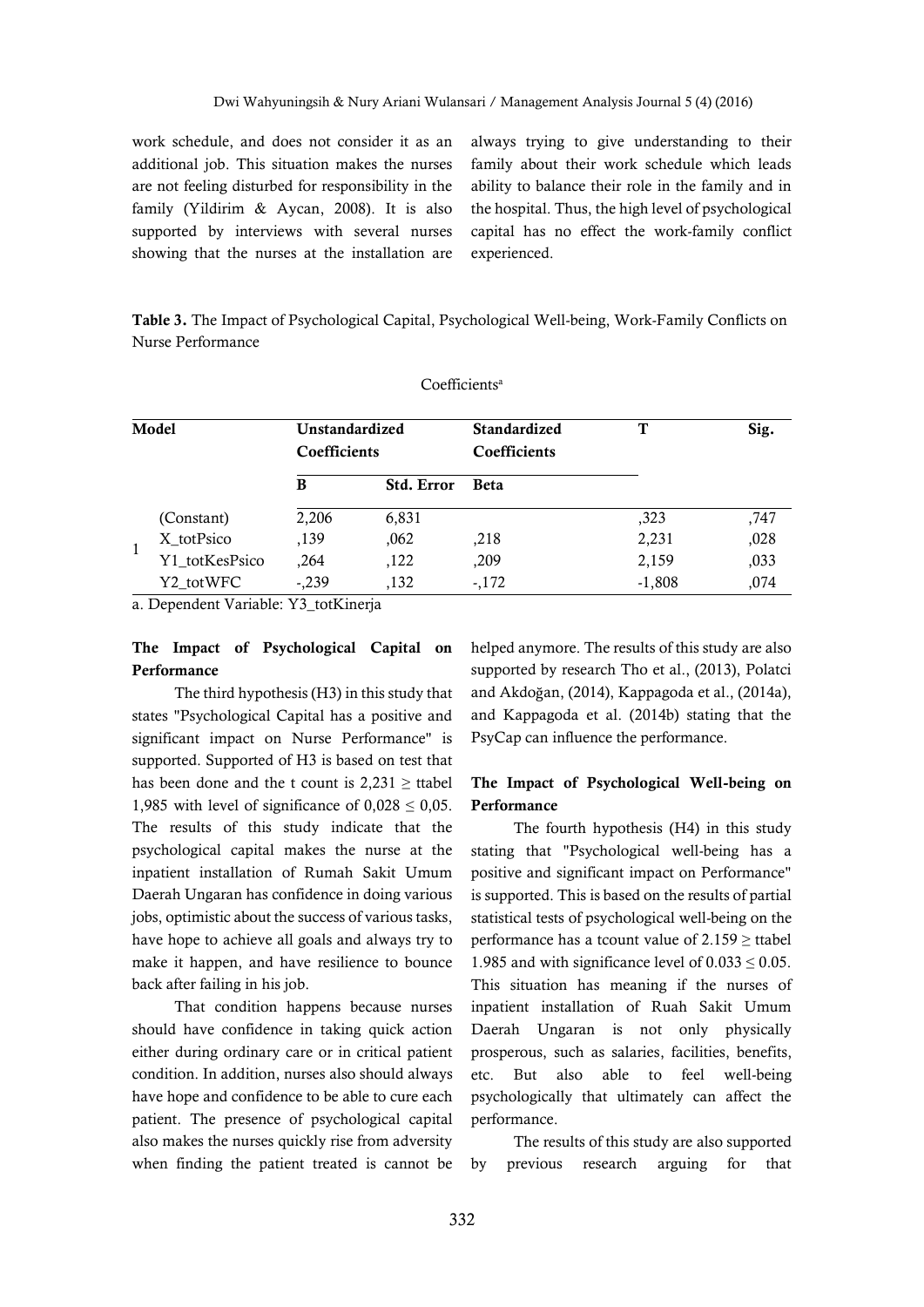work schedule, and does not consider it as an additional job. This situation makes the nurses are not feeling disturbed for responsibility in the family (Yildirim & Aycan, 2008). It is also supported by interviews with several nurses showing that the nurses at the installation are always trying to give understanding to their family about their work schedule which leads ability to balance their role in the family and in the hospital. Thus, the high level of psychological capital has no effect the work-family conflict experienced.

**Table 3.** The Impact of Psychological Capital, Psychological Well-being, Work-Family Conflicts on Nurse Performance

Coefficients[a]

| Model | | Unstandardized Coefficients | | Standardized Coefficients | T | Sig. |
|---|---|---|---|---|---|---|
| | | B | Std. Error | Beta | | |
| 1 | (Constant) | 2,206 | 6,831 | | ,323 | ,747 |
| | X_totPsico | ,139 | ,062 | ,218 | 2,231 | ,028 |
| | Y1_totKesPsico | ,264 | ,122 | ,209 | 2,159 | ,033 |
| | Y2_totWFC | -,239 | ,132 | -,172 | -1,808 | ,074 |

a. Dependent Variable: Y3_totKinerja

### The Impact of Psychological Capital on Performance

The third hypothesis (H3) in this study that states "Psychological Capital has a positive and significant impact on Nurse Performance" is supported. Supported of H3 is based on test that has been done and the t count is $2,231 \geq$ ttabel 1,985 with level of significance of $0,028 \leq 0,05$. The results of this study indicate that the psychological capital makes the nurse at the inpatient installation of Rumah Sakit Umum Daerah Ungaran has confidence in doing various jobs, optimistic about the success of various tasks, have hope to achieve all goals and always try to make it happen, and have resilience to bounce back after failing in his job.

That condition happens because nurses should have confidence in taking quick action either during ordinary care or in critical patient condition. In addition, nurses also should always have hope and confidence to be able to cure each patient. The presence of psychological capital also makes the nurses quickly rise from adversity when finding the patient treated is cannot be helped anymore. The results of this study are also supported by research Tho et al., (2013), Polatci and Akdoğan, (2014), Kappagoda et al., (2014a), and Kappagoda et al. (2014b) stating that the PsyCap can influence the performance.

### The Impact of Psychological Well-being on Performance

The fourth hypothesis (H4) in this study stating that "Psychological well-being has a positive and significant impact on Performance" is supported. This is based on the results of partial statistical tests of psychological well-being on the performance has a tcount value of $2.159 \geq$ ttabel 1.985 and with significance level of $0.033 \leq 0.05$. This situation has meaning if the nurses of inpatient installation of Ruah Sakit Umum Daerah Ungaran is not only physically prosperous, such as salaries, facilities, benefits, etc. But also able to feel well-being psychologically that ultimately can affect the performance.

The results of this study are also supported by previous research arguing for that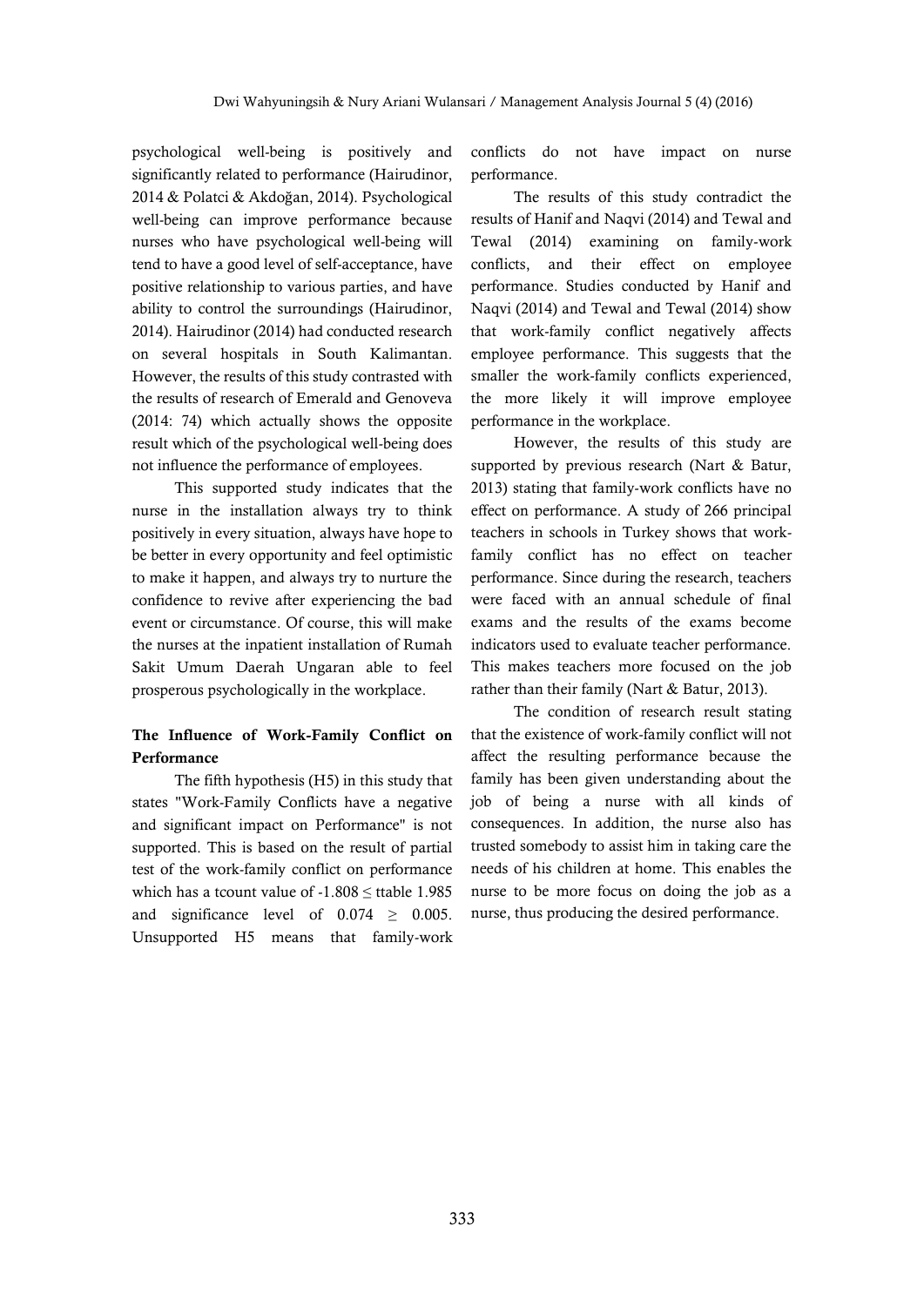psychological well-being is positively and significantly related to performance (Hairudinor, 2014 & Polatci & Akdoğan, 2014). Psychological well-being can improve performance because nurses who have psychological well-being will tend to have a good level of self-acceptance, have positive relationship to various parties, and have ability to control the surroundings (Hairudinor, 2014). Hairudinor (2014) had conducted research on several hospitals in South Kalimantan. However, the results of this study contrasted with the results of research of Emerald and Genoveva (2014: 74) which actually shows the opposite result which of the psychological well-being does not influence the performance of employees.

This supported study indicates that the nurse in the installation always try to think positively in every situation, always have hope to be better in every opportunity and feel optimistic to make it happen, and always try to nurture the confidence to revive after experiencing the bad event or circumstance. Of course, this will make the nurses at the inpatient installation of Rumah Sakit Umum Daerah Ungaran able to feel prosperous psychologically in the workplace.

### The Influence of Work-Family Conflict on Performance

The fifth hypothesis (H5) in this study that states "Work-Family Conflicts have a negative and significant impact on Performance" is not supported. This is based on the result of partial test of the work-family conflict on performance which has a tcount value of $-1.808 \leq$ ttable 1.985 and significance level of $0.074 \geq 0.005$. Unsupported H5 means that family-work conflicts do not have impact on nurse performance.

The results of this study contradict the results of Hanif and Naqvi (2014) and Tewal and Tewal (2014) examining on family-work conflicts, and their effect on employee performance. Studies conducted by Hanif and Naqvi (2014) and Tewal and Tewal (2014) show that work-family conflict negatively affects employee performance. This suggests that the smaller the work-family conflicts experienced, the more likely it will improve employee performance in the workplace.

However, the results of this study are supported by previous research (Nart & Batur, 2013) stating that family-work conflicts have no effect on performance. A study of 266 principal teachers in schools in Turkey shows that work-family conflict has no effect on teacher performance. Since during the research, teachers were faced with an annual schedule of final exams and the results of the exams become indicators used to evaluate teacher performance. This makes teachers more focused on the job rather than their family (Nart & Batur, 2013).

The condition of research result stating that the existence of work-family conflict will not affect the resulting performance because the family has been given understanding about the job of being a nurse with all kinds of consequences. In addition, the nurse also has trusted somebody to assist him in taking care the needs of his children at home. This enables the nurse to be more focus on doing the job as a nurse, thus producing the desired performance.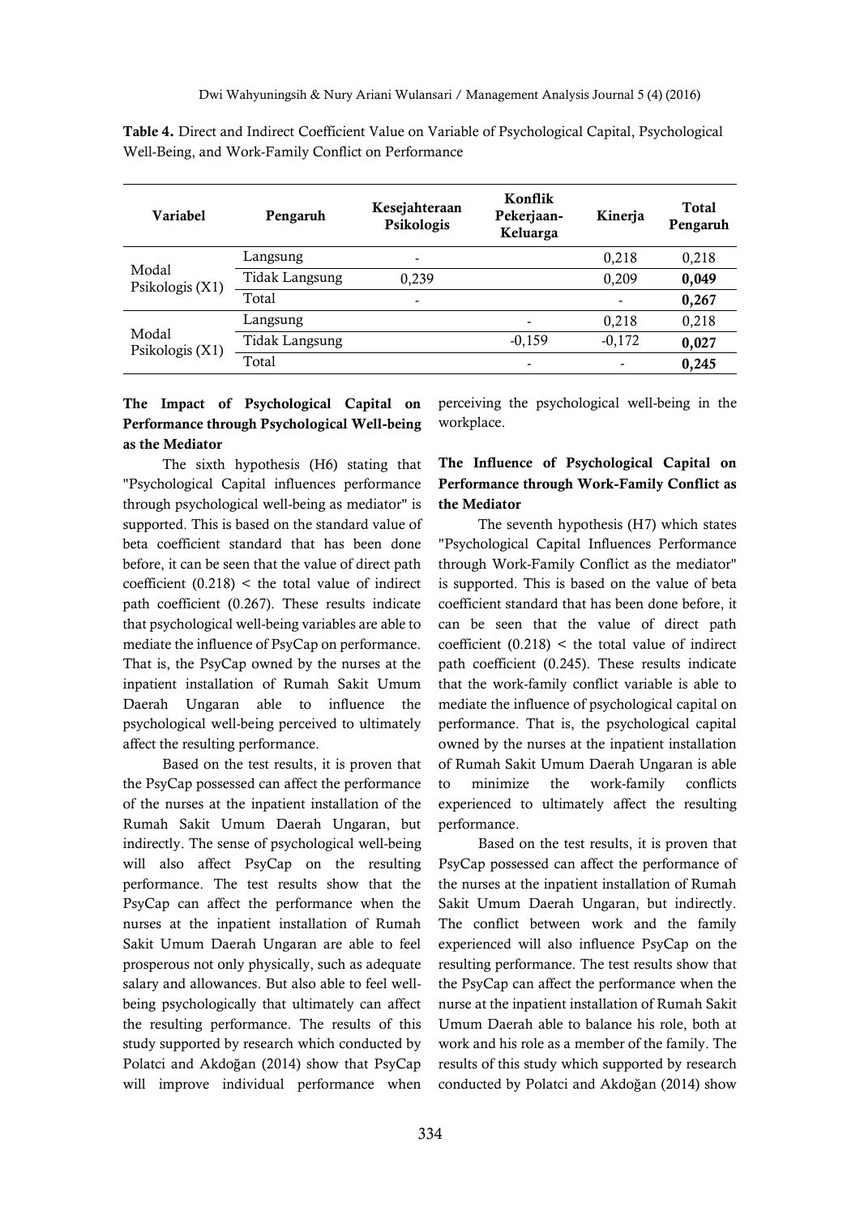**Table 4.** Direct and Indirect Coefficient Value on Variable of Psychological Capital, Psychological Well-Being, and Work-Family Conflict on Performance

| Variabel | Pengaruh | Kesejahteraan Psikologis | Konflik Pekerjaan-Keluarga | Kinerja | Total Pengaruh |
|---|---|---|---|---|---|
| Modal Psikologis (X1) | Langsung | - | | 0,218 | 0,218 |
| | Tidak Langsung | 0,239 | | 0,209 | **0,049** |
| | Total | - | | - | **0,267** |
| Modal Psikologis (X1) | Langsung | | - | 0,218 | 0,218 |
| | Tidak Langsung | | -0,159 | -0,172 | **0,027** |
| | Total | | - | - | **0,245** |

**The Impact of Psychological Capital on Performance through Psychological Well-being as the Mediator**

The sixth hypothesis (H6) stating that "Psychological Capital influences performance through psychological well-being as mediator" is supported. This is based on the standard value of beta coefficient standard that has been done before, it can be seen that the value of direct path coefficient (0.218) < the total value of indirect path coefficient (0.267). These results indicate that psychological well-being variables are able to mediate the influence of PsyCap on performance. That is, the PsyCap owned by the nurses at the inpatient installation of Rumah Sakit Umum Daerah Ungaran able to influence the psychological well-being perceived to ultimately affect the resulting performance.

Based on the test results, it is proven that the PsyCap possessed can affect the performance of the nurses at the inpatient installation of the Rumah Sakit Umum Daerah Ungaran, but indirectly. The sense of psychological well-being will also affect PsyCap on the resulting performance. The test results show that the PsyCap can affect the performance when the nurses at the inpatient installation of Rumah Sakit Umum Daerah Ungaran are able to feel prosperous not only physically, such as adequate salary and allowances. But also able to feel well-being psychologically that ultimately can affect the resulting performance. The results of this study supported by research which conducted by Polatci and Akdoğan (2014) show that PsyCap will improve individual performance when perceiving the psychological well-being in the workplace.

**The Influence of Psychological Capital on Performance through Work-Family Conflict as the Mediator**

The seventh hypothesis (H7) which states "Psychological Capital Influences Performance through Work-Family Conflict as the mediator" is supported. This is based on the value of beta coefficient standard that has been done before, it can be seen that the value of direct path coefficient (0.218) < the total value of indirect path coefficient (0.245). These results indicate that the work-family conflict variable is able to mediate the influence of psychological capital on performance. That is, the psychological capital owned by the nurses at the inpatient installation of Rumah Sakit Umum Daerah Ungaran is able to minimize the work-family conflicts experienced to ultimately affect the resulting performance.

Based on the test results, it is proven that PsyCap possessed can affect the performance of the nurses at the inpatient installation of Rumah Sakit Umum Daerah Ungaran, but indirectly. The conflict between work and the family experienced will also influence PsyCap on the resulting performance. The test results show that the PsyCap can affect the performance when the nurse at the inpatient installation of Rumah Sakit Umum Daerah able to balance his role, both at work and his role as a member of the family. The results of this study which supported by research conducted by Polatci and Akdoğan (2014) show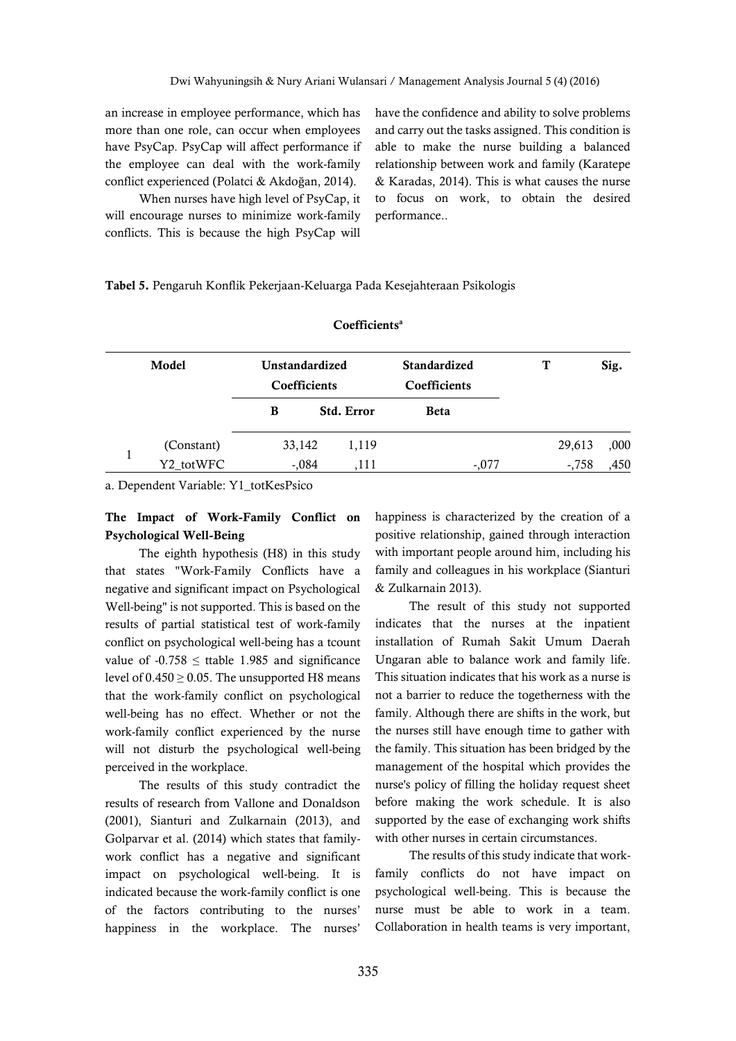an increase in employee performance, which has more than one role, can occur when employees have PsyCap. PsyCap will affect performance if the employee can deal with the work-family conflict experienced (Polatci & Akdoğan, 2014).

When nurses have high level of PsyCap, it will encourage nurses to minimize work-family conflicts. This is because the high PsyCap will have the confidence and ability to solve problems and carry out the tasks assigned. This condition is able to make the nurse building a balanced relationship between work and family (Karatepe & Karadas, 2014). This is what causes the nurse to focus on work, to obtain the desired performance..

**Tabel 5.** Pengaruh Konflik Pekerjaan-Keluarga Pada Kesejahteraan Psikologis

**Coefficients**[a]

| Model | | Unstandardized Coefficients | | Standardized Coefficients | T | Sig. |
|---|---|---|---|---|---|---|
| | | B | Std. Error | Beta | | |
| 1 | (Constant) | 33,142 | 1,119 | | 29,613 | ,000 |
| | Y2_totWFC | -,084 | ,111 | -,077 | -,758 | ,450 |

a. Dependent Variable: Y1_totKesPsico

### The Impact of Work-Family Conflict on Psychological Well-Being

The eighth hypothesis (H8) in this study that states "Work-Family Conflicts have a negative and significant impact on Psychological Well-being" is not supported. This is based on the results of partial statistical test of work-family conflict on psychological well-being has a tcount value of $-0.758 \leq$ ttable 1.985 and significance level of $0.450 \geq 0.05$. The unsupported H8 means that the work-family conflict on psychological well-being has no effect. Whether or not the work-family conflict experienced by the nurse will not disturb the psychological well-being perceived in the workplace.

The results of this study contradict the results of research from Vallone and Donaldson (2001), Sianturi and Zulkarnain (2013), and Golparvar et al. (2014) which states that family-work conflict has a negative and significant impact on psychological well-being. It is indicated because the work-family conflict is one of the factors contributing to the nurses' happiness in the workplace. The nurses' happiness is characterized by the creation of a positive relationship, gained through interaction with important people around him, including his family and colleagues in his workplace (Sianturi & Zulkarnain 2013).

The result of this study not supported indicates that the nurses at the inpatient installation of Rumah Sakit Umum Daerah Ungaran able to balance work and family life. This situation indicates that his work as a nurse is not a barrier to reduce the togetherness with the family. Although there are shifts in the work, but the nurses still have enough time to gather with the family. This situation has been bridged by the management of the hospital which provides the nurse's policy of filling the holiday request sheet before making the work schedule. It is also supported by the ease of exchanging work shifts with other nurses in certain circumstances.

The results of this study indicate that work-family conflicts do not have impact on psychological well-being. This is because the nurse must be able to work in a team. Collaboration in health teams is very important,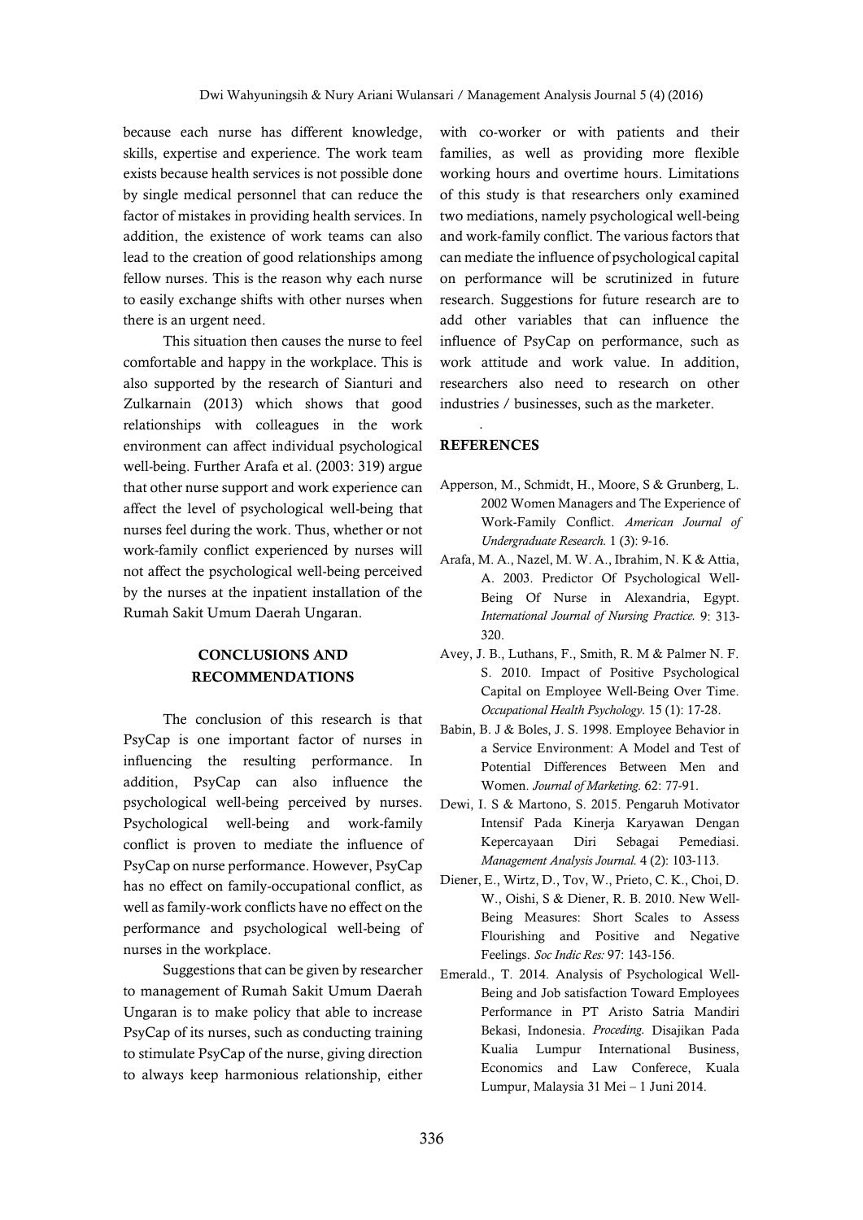because each nurse has different knowledge, skills, expertise and experience. The work team exists because health services is not possible done by single medical personnel that can reduce the factor of mistakes in providing health services. In addition, the existence of work teams can also lead to the creation of good relationships among fellow nurses. This is the reason why each nurse to easily exchange shifts with other nurses when there is an urgent need.

This situation then causes the nurse to feel comfortable and happy in the workplace. This is also supported by the research of Sianturi and Zulkarnain (2013) which shows that good relationships with colleagues in the work environment can affect individual psychological well-being. Further Arafa et al. (2003: 319) argue that other nurse support and work experience can affect the level of psychological well-being that nurses feel during the work. Thus, whether or not work-family conflict experienced by nurses will not affect the psychological well-being perceived by the nurses at the inpatient installation of the Rumah Sakit Umum Daerah Ungaran.

## CONCLUSIONS AND RECOMMENDATIONS

The conclusion of this research is that PsyCap is one important factor of nurses in influencing the resulting performance. In addition, PsyCap can also influence the psychological well-being perceived by nurses. Psychological well-being and work-family conflict is proven to mediate the influence of PsyCap on nurse performance. However, PsyCap has no effect on family-occupational conflict, as well as family-work conflicts have no effect on the performance and psychological well-being of nurses in the workplace.

Suggestions that can be given by researcher to management of Rumah Sakit Umum Daerah Ungaran is to make policy that able to increase PsyCap of its nurses, such as conducting training to stimulate PsyCap of the nurse, giving direction to always keep harmonious relationship, either with co-worker or with patients and their families, as well as providing more flexible working hours and overtime hours. Limitations of this study is that researchers only examined two mediations, namely psychological well-being and work-family conflict. The various factors that can mediate the influence of psychological capital on performance will be scrutinized in future research. Suggestions for future research are to add other variables that can influence the influence of PsyCap on performance, such as work attitude and work value. In addition, researchers also need to research on other industries / businesses, such as the marketer.

## REFERENCES

Apperson, M., Schmidt, H., Moore, S & Grunberg, L. 2002 Women Managers and The Experience of Work-Family Conflict. *American Journal of Undergraduate Research.* 1 (3): 9-16.

Arafa, M. A., Nazel, M. W. A., Ibrahim, N. K & Attia, A. 2003. Predictor Of Psychological Well-Being Of Nurse in Alexandria, Egypt. *International Journal of Nursing Practice.* 9: 313-320.

Avey, J. B., Luthans, F., Smith, R. M & Palmer N. F. S. 2010. Impact of Positive Psychological Capital on Employee Well-Being Over Time. *Occupational Health Psychology.* 15 (1): 17-28.

Babin, B. J & Boles, J. S. 1998. Employee Behavior in a Service Environment: A Model and Test of Potential Differences Between Men and Women. *Journal of Marketing.* 62: 77-91.

Dewi, I. S & Martono, S. 2015. Pengaruh Motivator Intensif Pada Kinerja Karyawan Dengan Kepercayaan Diri Sebagai Pemediasi. *Management Analysis Journal.* 4 (2): 103-113.

Diener, E., Wirtz, D., Tov, W., Prieto, C. K., Choi, D. W., Oishi, S & Diener, R. B. 2010. New Well-Being Measures: Short Scales to Assess Flourishing and Positive and Negative Feelings. *Soc Indic Res:* 97: 143-156.

Emerald., T. 2014. Analysis of Psychological Well-Being and Job satisfaction Toward Employees Performance in PT Aristo Satria Mandiri Bekasi, Indonesia. *Proceding.* Disajikan Pada Kualia Lumpur International Business, Economics and Law Conferece, Kuala Lumpur, Malaysia 31 Mei – 1 Juni 2014.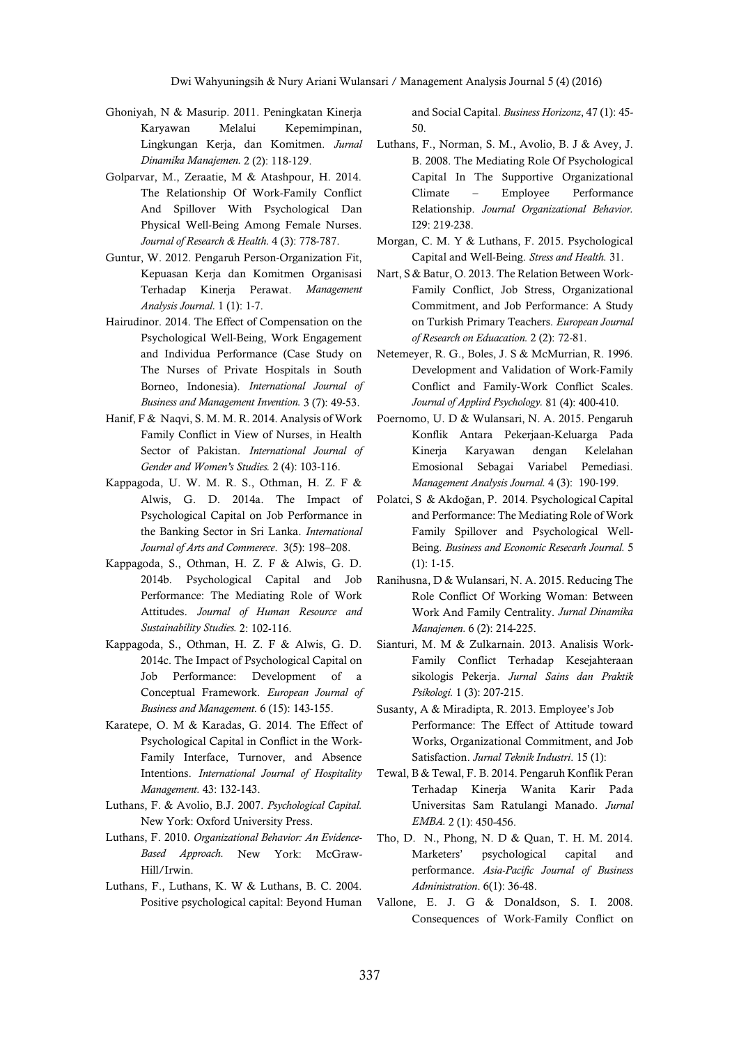Ghoniyah, N & Masurip. 2011. Peningkatan Kinerja Karyawan Melalui Kepemimpinan, Lingkungan Kerja, dan Komitmen. *Jurnal Dinamika Manajemen.* 2 (2): 118-129.

Golparvar, M., Zeraatie, M & Atashpour, H. 2014. The Relationship Of Work-Family Conflict And Spillover With Psychological Dan Physical Well-Being Among Female Nurses. *Journal of Research & Health.* 4 (3): 778-787.

Guntur, W. 2012. Pengaruh Person-Organization Fit, Kepuasan Kerja dan Komitmen Organisasi Terhadap Kinerja Perawat. *Management Analysis Journal.* 1 (1): 1-7.

Hairudinor. 2014. The Effect of Compensation on the Psychological Well-Being, Work Engagement and Individua Performance (Case Study on The Nurses of Private Hospitals in South Borneo, Indonesia). *International Journal of Business and Management Invention.* 3 (7): 49-53.

Hanif, F & Naqvi, S. M. M. R. 2014. Analysis of Work Family Conflict in View of Nurses, in Health Sector of Pakistan. *International Journal of Gender and Women's Studies.* 2 (4): 103-116.

Kappagoda, U. W. M. R. S., Othman, H. Z. F & Alwis, G. D. 2014a. The Impact of Psychological Capital on Job Performance in the Banking Sector in Sri Lanka. *International Journal of Arts and Commerece*. 3(5): 198–208.

Kappagoda, S., Othman, H. Z. F & Alwis, G. D. 2014b. Psychological Capital and Job Performance: The Mediating Role of Work Attitudes. *Journal of Human Resource and Sustainability Studies.* 2: 102-116.

Kappagoda, S., Othman, H. Z. F & Alwis, G. D. 2014c. The Impact of Psychological Capital on Job Performance: Development of a Conceptual Framework. *European Journal of Business and Management.* 6 (15): 143-155.

Karatepe, O. M & Karadas, G. 2014. The Effect of Psychological Capital in Conflict in the Work-Family Interface, Turnover, and Absence Intentions. *International Journal of Hospitality Management.* 43: 132-143.

Luthans, F. & Avolio, B.J. 2007. *Psychological Capital.* New York: Oxford University Press.

Luthans, F. 2010. *Organizational Behavior: An Evidence-Based Approach.* New York: McGraw-Hill/Irwin.

Luthans, F., Luthans, K. W & Luthans, B. C. 2004. Positive psychological capital: Beyond Human and Social Capital. *Business Horizonz*, 47 (1): 45-50.

Luthans, F., Norman, S. M., Avolio, B. J & Avey, J. B. 2008. The Mediating Role Of Psychological Capital In The Supportive Organizational Climate – Employee Performance Relationship. *Journal Organizational Behavior.* I29: 219-238.

Morgan, C. M. Y & Luthans, F. 2015. Psychological Capital and Well-Being. *Stress and Health.* 31.

Nart, S & Batur, O. 2013. The Relation Between Work-Family Conflict, Job Stress, Organizational Commitment, and Job Performance: A Study on Turkish Primary Teachers. *European Journal of Research on Eduacation.* 2 (2): 72-81.

Netemeyer, R. G., Boles, J. S & McMurrian, R. 1996. Development and Validation of Work-Family Conflict and Family-Work Conflict Scales. *Journal of Applird Psychology.* 81 (4): 400-410.

Poernomo, U. D & Wulansari, N. A. 2015. Pengaruh Konflik Antara Pekerjaan-Keluarga Pada Kinerja Karyawan dengan Kelelahan Emosional Sebagai Variabel Pemediasi. *Management Analysis Journal.* 4 (3): 190-199.

Polatci, S & Akdoğan, P. 2014. Psychological Capital and Performance: The Mediating Role of Work Family Spillover and Psychological Well-Being. *Business and Economic Resecarh Journal.* 5 (1): 1-15.

Ranihusna, D & Wulansari, N. A. 2015. Reducing The Role Conflict Of Working Woman: Between Work And Family Centrality. *Jurnal Dinamika Manajemen.* 6 (2): 214-225.

Sianturi, M. M & Zulkarnain. 2013. Analisis Work-Family Conflict Terhadap Kesejahteraan sikologis Pekerja. *Jurnal Sains dan Praktik Psikologi.* 1 (3): 207-215.

Susanty, A & Miradipta, R. 2013. Employee's Job Performance: The Effect of Attitude toward Works, Organizational Commitment, and Job Satisfaction. *Jurnal Teknik Industri.* 15 (1):

Tewal, B & Tewal, F. B. 2014. Pengaruh Konflik Peran Terhadap Kinerja Wanita Karir Pada Universitas Sam Ratulangi Manado. *Jurnal EMBA.* 2 (1): 450-456.

Tho, D. N., Phong, N. D & Quan, T. H. M. 2014. Marketers' psychological capital and performance. *Asia-Pacific Journal of Business Administration*. 6(1): 36-48.

Vallone, E. J. G & Donaldson, S. I. 2008. Consequences of Work-Family Conflict on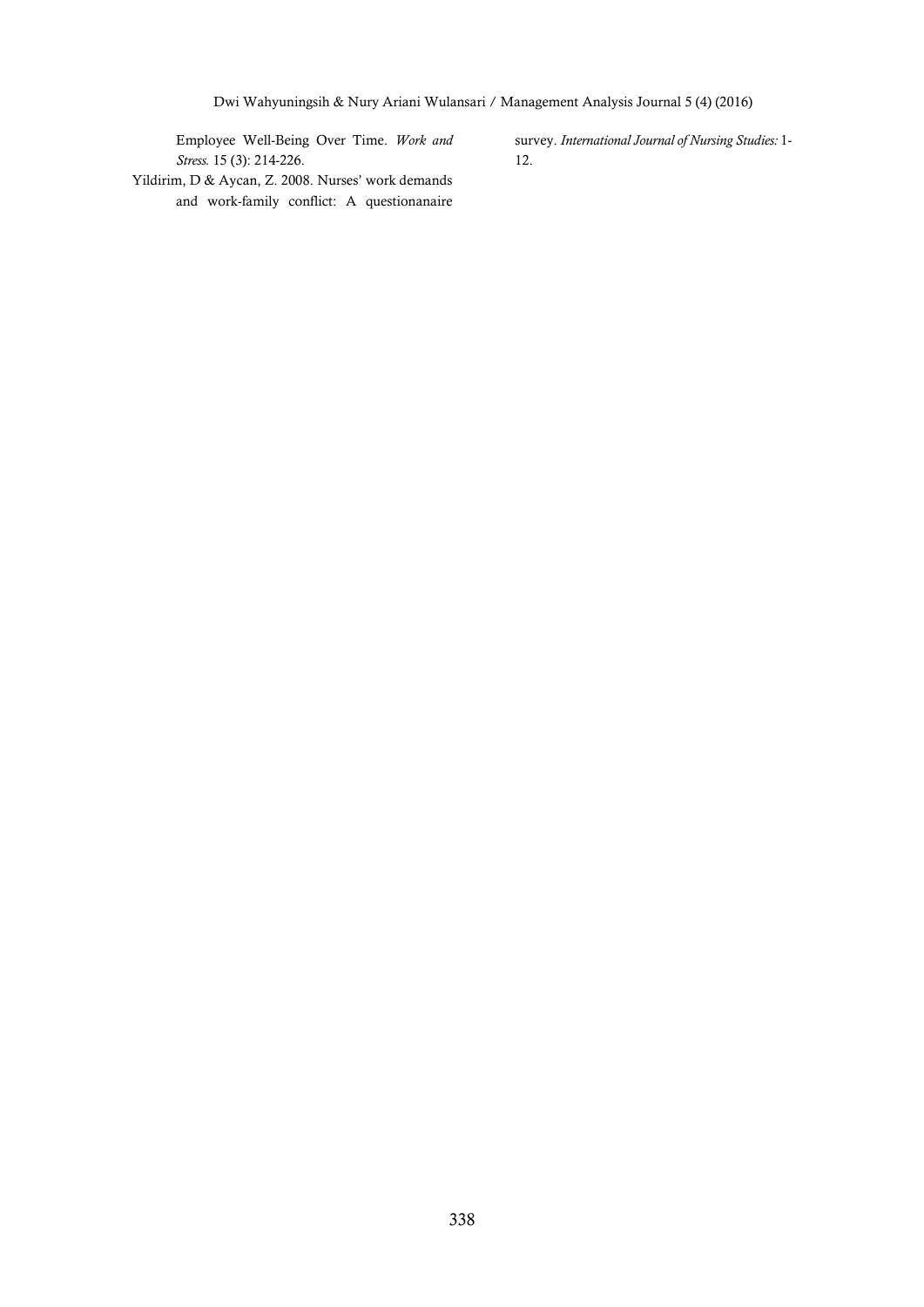Employee Well-Being Over Time. *Work and Stress.* 15 (3): 214-226.

Yildirim, D & Aycan, Z. 2008. Nurses' work demands and work-family conflict: A questionanaire survey. *International Journal of Nursing Studies:* 1-12.